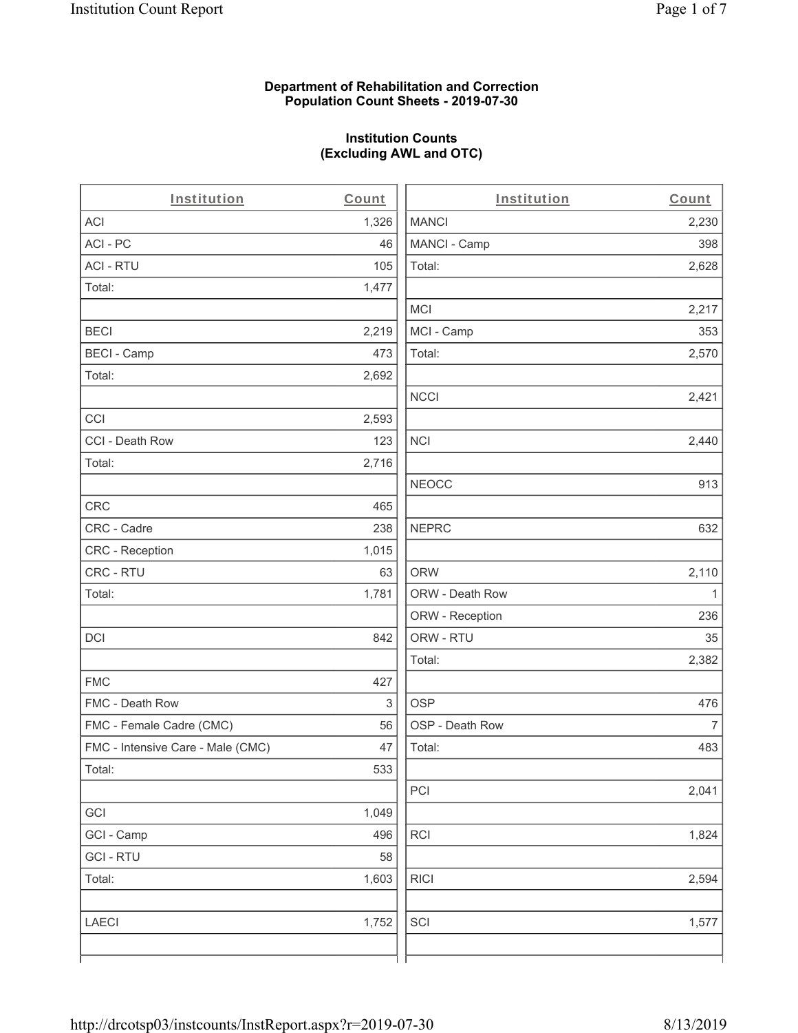**Department of Rehabilitation and Correction**
**Population Count Sheets - 2019-07-30**

**Institution Counts**
**(Excluding AWL and OTC)**

| Institution | Count |
|---|---|
| ACI | 1,326 |
| ACI - PC | 46 |
| ACI - RTU | 105 |
| Total: | 1,477 |
| | |
| BECI | 2,219 |
| BECI - Camp | 473 |
| Total: | 2,692 |
| | |
| CCI | 2,593 |
| CCI - Death Row | 123 |
| Total: | 2,716 |
| | |
| CRC | 465 |
| CRC - Cadre | 238 |
| CRC - Reception | 1,015 |
| CRC - RTU | 63 |
| Total: | 1,781 |
| | |
| DCI | 842 |
| | |
| FMC | 427 |
| FMC - Death Row | 3 |
| FMC - Female Cadre (CMC) | 56 |
| FMC - Intensive Care - Male (CMC) | 47 |
| Total: | 533 |
| | |
| GCI | 1,049 |
| GCI - Camp | 496 |
| GCI - RTU | 58 |
| Total: | 1,603 |
| | |
| LAECI | 1,752 |

| Institution | Count |
|---|---|
| MANCI | 2,230 |
| MANCI - Camp | 398 |
| Total: | 2,628 |
| | |
| MCI | 2,217 |
| MCI - Camp | 353 |
| Total: | 2,570 |
| | |
| NCCI | 2,421 |
| | |
| NCI | 2,440 |
| | |
| NEOCC | 913 |
| | |
| NEPRC | 632 |
| | |
| ORW | 2,110 |
| ORW - Death Row | 1 |
| ORW - Reception | 236 |
| ORW - RTU | 35 |
| Total: | 2,382 |
| | |
| OSP | 476 |
| OSP - Death Row | 7 |
| Total: | 483 |
| | |
| PCI | 2,041 |
| | |
| RCI | 1,824 |
| | |
| RICI | 2,594 |
| | |
| SCI | 1,577 |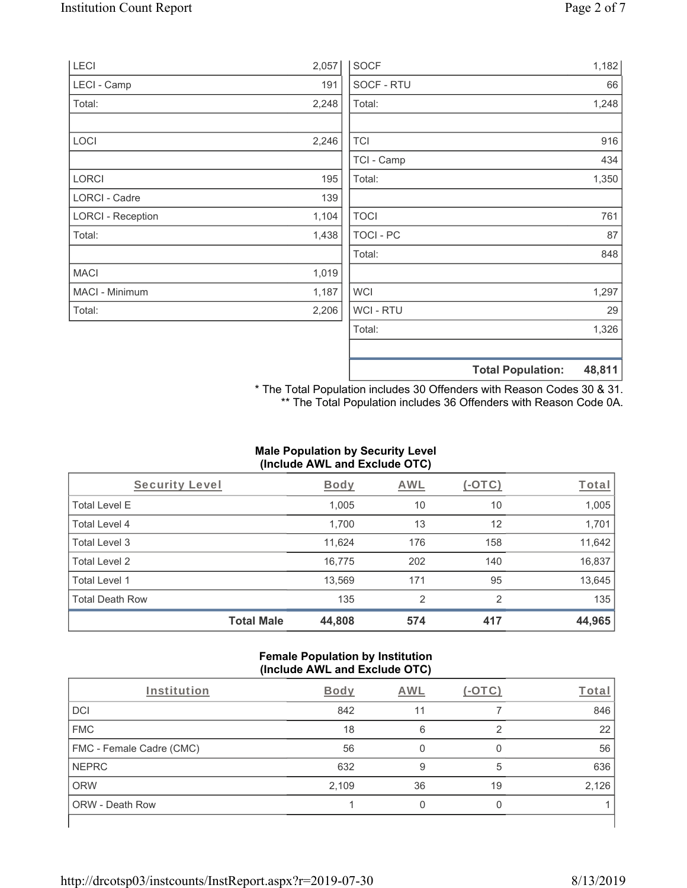| Institution | Count | Institution | Count |
|---|---|---|---|
| LECI | 2,057 | SOCF | 1,182 |
| LECI - Camp | 191 | SOCF - RTU | 66 |
| Total: | 2,248 | Total: | 1,248 |
| | | | |
| LOCI | 2,246 | TCI | 916 |
| | | TCI - Camp | 434 |
| LORCI | 195 | Total: | 1,350 |
| LORCI - Cadre | 139 | | |
| LORCI - Reception | 1,104 | TOCI | 761 |
| Total: | 1,438 | TOCI - PC | 87 |
| | | Total: | 848 |
| MACI | 1,019 | | |
| MACI - Minimum | 1,187 | WCI | 1,297 |
| Total: | 2,206 | WCI - RTU | 29 |
| | | Total: | 1,326 |
| | | | |
| | | **Total Population:** | **48,811** |

\* The Total Population includes 30 Offenders with Reason Codes 30 & 31.
\*\* The Total Population includes 36 Offenders with Reason Code 0A.

**Male Population by Security Level (Include AWL and Exclude OTC)**

| Security Level | Body | AWL | (-OTC) | Total |
|---|---|---|---|---|
| Total Level E | 1,005 | 10 | 10 | 1,005 |
| Total Level 4 | 1,700 | 13 | 12 | 1,701 |
| Total Level 3 | 11,624 | 176 | 158 | 11,642 |
| Total Level 2 | 16,775 | 202 | 140 | 16,837 |
| Total Level 1 | 13,569 | 171 | 95 | 13,645 |
| Total Death Row | 135 | 2 | 2 | 135 |
| **Total Male** | **44,808** | **574** | **417** | **44,965** |

**Female Population by Institution (Include AWL and Exclude OTC)**

| Institution | Body | AWL | (-OTC) | Total |
|---|---|---|---|---|
| DCI | 842 | 11 | 7 | 846 |
| FMC | 18 | 6 | 2 | 22 |
| FMC - Female Cadre (CMC) | 56 | 0 | 0 | 56 |
| NEPRC | 632 | 9 | 5 | 636 |
| ORW | 2,109 | 36 | 19 | 2,126 |
| ORW - Death Row | 1 | 0 | 0 | 1 |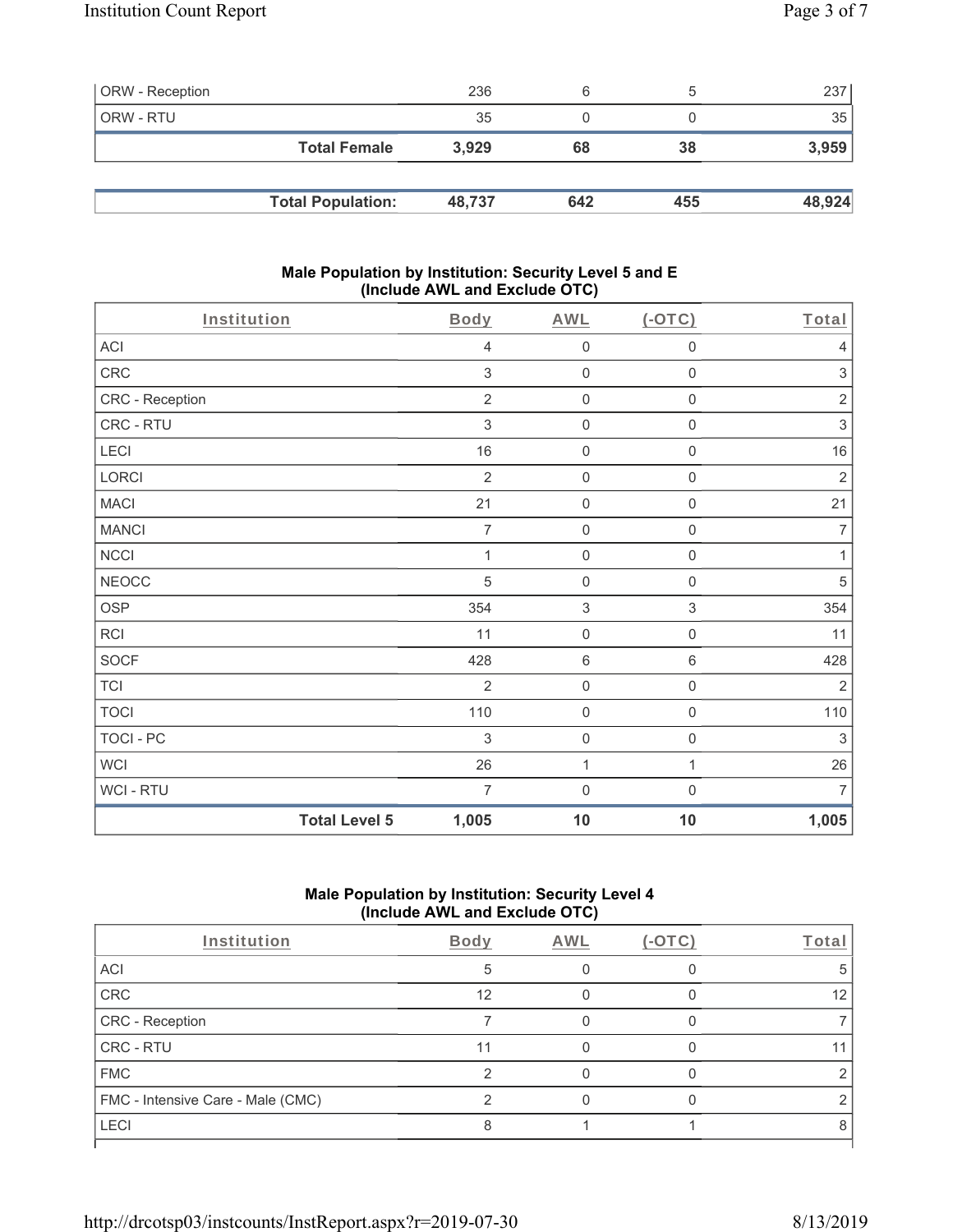| ORW - Reception | 236 | 6 | 5 | 237 |
|---|---|---|---|---|
| ORW - RTU | 35 | 0 | 0 | 35 |
| **Total Female** | **3,929** | **68** | **38** | **3,959** |

| **Total Population:** | **48,737** | **642** | **455** | **48,924** |
|---|---|---|---|---|

### Male Population by Institution: Security Level 5 and E (Include AWL and Exclude OTC)

| Institution | Body | AWL | (-OTC) | Total |
|---|---|---|---|---|
| ACI | 4 | 0 | 0 | 4 |
| CRC | 3 | 0 | 0 | 3 |
| CRC - Reception | 2 | 0 | 0 | 2 |
| CRC - RTU | 3 | 0 | 0 | 3 |
| LECI | 16 | 0 | 0 | 16 |
| LORCI | 2 | 0 | 0 | 2 |
| MACI | 21 | 0 | 0 | 21 |
| MANCI | 7 | 0 | 0 | 7 |
| NCCI | 1 | 0 | 0 | 1 |
| NEOCC | 5 | 0 | 0 | 5 |
| OSP | 354 | 3 | 3 | 354 |
| RCI | 11 | 0 | 0 | 11 |
| SOCF | 428 | 6 | 6 | 428 |
| TCI | 2 | 0 | 0 | 2 |
| TOCI | 110 | 0 | 0 | 110 |
| TOCI - PC | 3 | 0 | 0 | 3 |
| WCI | 26 | 1 | 1 | 26 |
| WCI - RTU | 7 | 0 | 0 | 7 |
| **Total Level 5** | **1,005** | **10** | **10** | **1,005** |

### Male Population by Institution: Security Level 4 (Include AWL and Exclude OTC)

| Institution | Body | AWL | (-OTC) | Total |
|---|---|---|---|---|
| ACI | 5 | 0 | 0 | 5 |
| CRC | 12 | 0 | 0 | 12 |
| CRC - Reception | 7 | 0 | 0 | 7 |
| CRC - RTU | 11 | 0 | 0 | 11 |
| FMC | 2 | 0 | 0 | 2 |
| FMC - Intensive Care - Male (CMC) | 2 | 0 | 0 | 2 |
| LECI | 8 | 1 | 1 | 8 |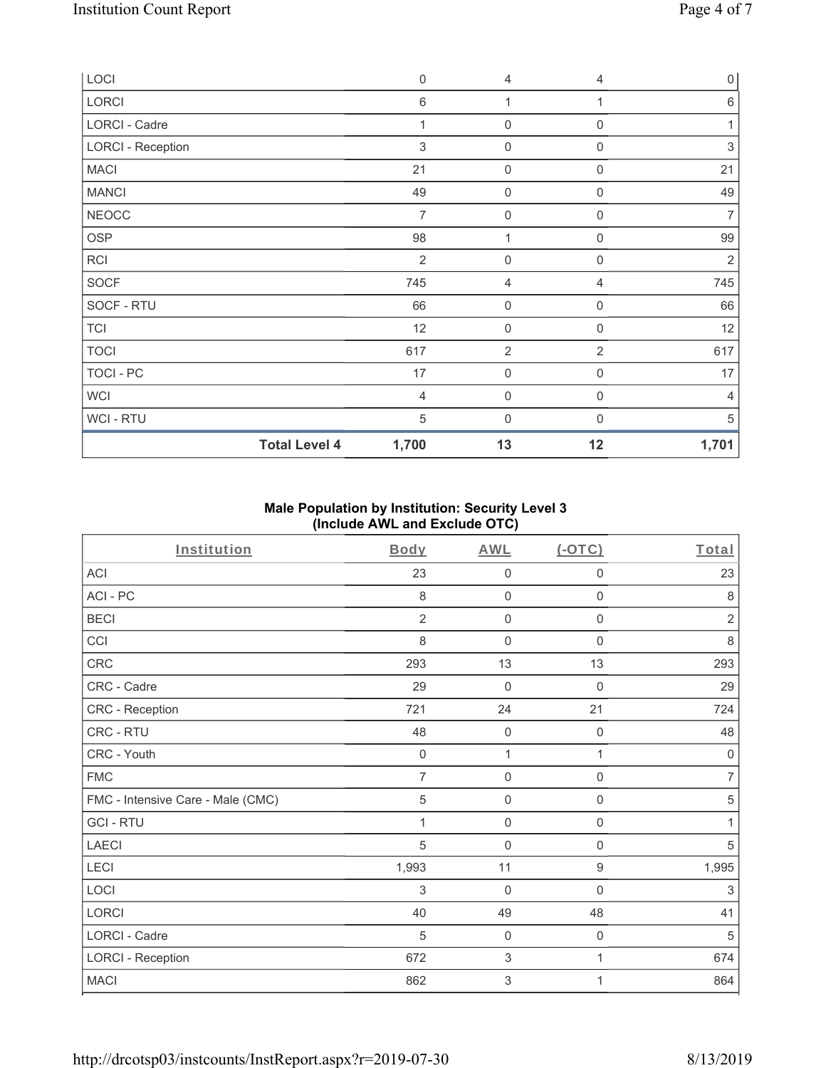| | | | | |
|---|---|---|---|---|
| LOCI | 0 | 4 | 4 | 0 |
| LORCI | 6 | 1 | 1 | 6 |
| LORCI - Cadre | 1 | 0 | 0 | 1 |
| LORCI - Reception | 3 | 0 | 0 | 3 |
| MACI | 21 | 0 | 0 | 21 |
| MANCI | 49 | 0 | 0 | 49 |
| NEOCC | 7 | 0 | 0 | 7 |
| OSP | 98 | 1 | 0 | 99 |
| RCI | 2 | 0 | 0 | 2 |
| SOCF | 745 | 4 | 4 | 745 |
| SOCF - RTU | 66 | 0 | 0 | 66 |
| TCI | 12 | 0 | 0 | 12 |
| TOCI | 617 | 2 | 2 | 617 |
| TOCI - PC | 17 | 0 | 0 | 17 |
| WCI | 4 | 0 | 0 | 4 |
| WCI - RTU | 5 | 0 | 0 | 5 |
| **Total Level 4** | **1,700** | **13** | **12** | **1,701** |

## Male Population by Institution: Security Level 3 (Include AWL and Exclude OTC)

| Institution | Body | AWL | (-OTC) | Total |
|---|---|---|---|---|
| ACI | 23 | 0 | 0 | 23 |
| ACI - PC | 8 | 0 | 0 | 8 |
| BECI | 2 | 0 | 0 | 2 |
| CCI | 8 | 0 | 0 | 8 |
| CRC | 293 | 13 | 13 | 293 |
| CRC - Cadre | 29 | 0 | 0 | 29 |
| CRC - Reception | 721 | 24 | 21 | 724 |
| CRC - RTU | 48 | 0 | 0 | 48 |
| CRC - Youth | 0 | 1 | 1 | 0 |
| FMC | 7 | 0 | 0 | 7 |
| FMC - Intensive Care - Male (CMC) | 5 | 0 | 0 | 5 |
| GCI - RTU | 1 | 0 | 0 | 1 |
| LAECI | 5 | 0 | 0 | 5 |
| LECI | 1,993 | 11 | 9 | 1,995 |
| LOCI | 3 | 0 | 0 | 3 |
| LORCI | 40 | 49 | 48 | 41 |
| LORCI - Cadre | 5 | 0 | 0 | 5 |
| LORCI - Reception | 672 | 3 | 1 | 674 |
| MACI | 862 | 3 | 1 | 864 |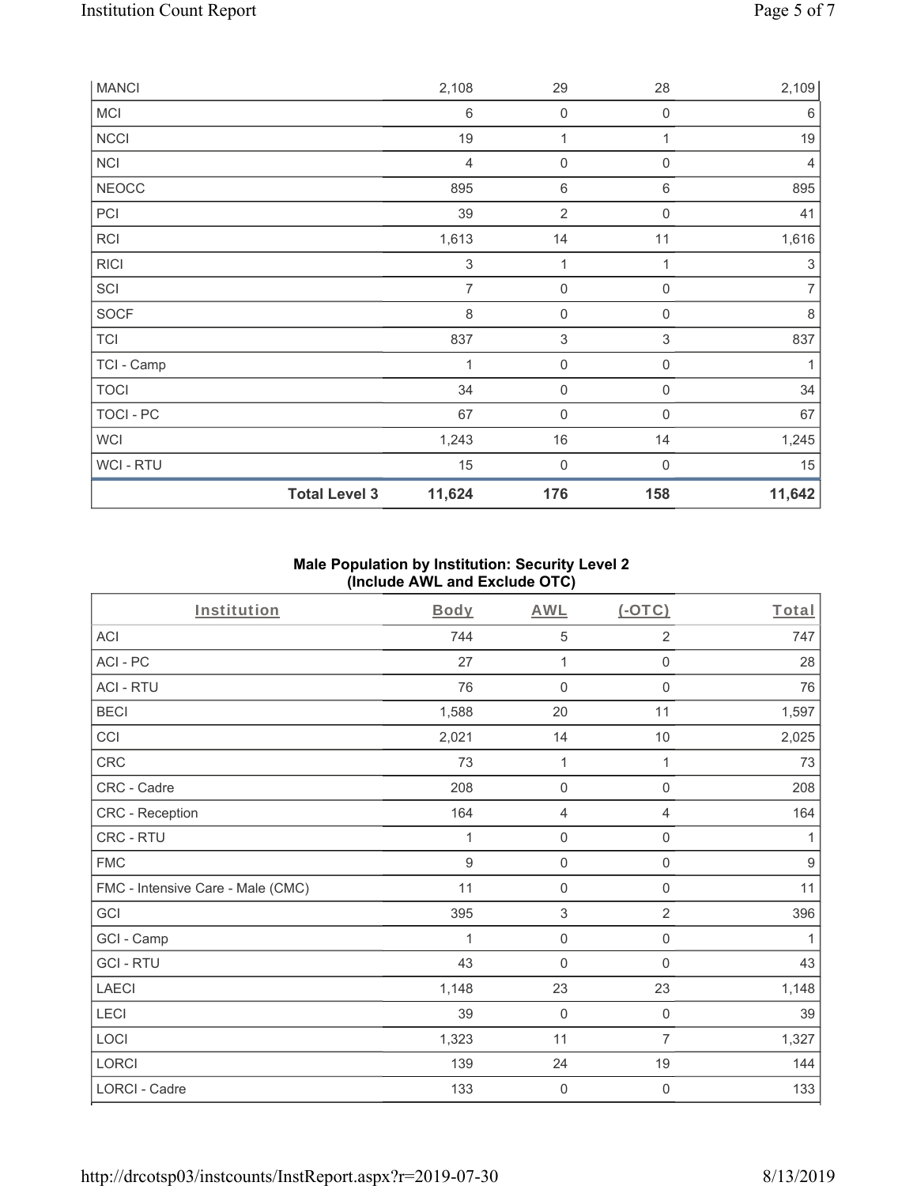| MANCI | 2,108 | 29 | 28 | 2,109 |
|---|---|---|---|---|
| MCI | 6 | 0 | 0 | 6 |
| NCCI | 19 | 1 | 1 | 19 |
| NCI | 4 | 0 | 0 | 4 |
| NEOCC | 895 | 6 | 6 | 895 |
| PCI | 39 | 2 | 0 | 41 |
| RCI | 1,613 | 14 | 11 | 1,616 |
| RICI | 3 | 1 | 1 | 3 |
| SCI | 7 | 0 | 0 | 7 |
| SOCF | 8 | 0 | 0 | 8 |
| TCI | 837 | 3 | 3 | 837 |
| TCI - Camp | 1 | 0 | 0 | 1 |
| TOCI | 34 | 0 | 0 | 34 |
| TOCI - PC | 67 | 0 | 0 | 67 |
| WCI | 1,243 | 16 | 14 | 1,245 |
| WCI - RTU | 15 | 0 | 0 | 15 |
| **Total Level 3** | **11,624** | **176** | **158** | **11,642** |

### Male Population by Institution: Security Level 2 (Include AWL and Exclude OTC)

| Institution | Body | AWL | (-OTC) | Total |
|---|---|---|---|---|
| ACI | 744 | 5 | 2 | 747 |
| ACI - PC | 27 | 1 | 0 | 28 |
| ACI - RTU | 76 | 0 | 0 | 76 |
| BECI | 1,588 | 20 | 11 | 1,597 |
| CCI | 2,021 | 14 | 10 | 2,025 |
| CRC | 73 | 1 | 1 | 73 |
| CRC - Cadre | 208 | 0 | 0 | 208 |
| CRC - Reception | 164 | 4 | 4 | 164 |
| CRC - RTU | 1 | 0 | 0 | 1 |
| FMC | 9 | 0 | 0 | 9 |
| FMC - Intensive Care - Male (CMC) | 11 | 0 | 0 | 11 |
| GCI | 395 | 3 | 2 | 396 |
| GCI - Camp | 1 | 0 | 0 | 1 |
| GCI - RTU | 43 | 0 | 0 | 43 |
| LAECI | 1,148 | 23 | 23 | 1,148 |
| LECI | 39 | 0 | 0 | 39 |
| LOCI | 1,323 | 11 | 7 | 1,327 |
| LORCI | 139 | 24 | 19 | 144 |
| LORCI - Cadre | 133 | 0 | 0 | 133 |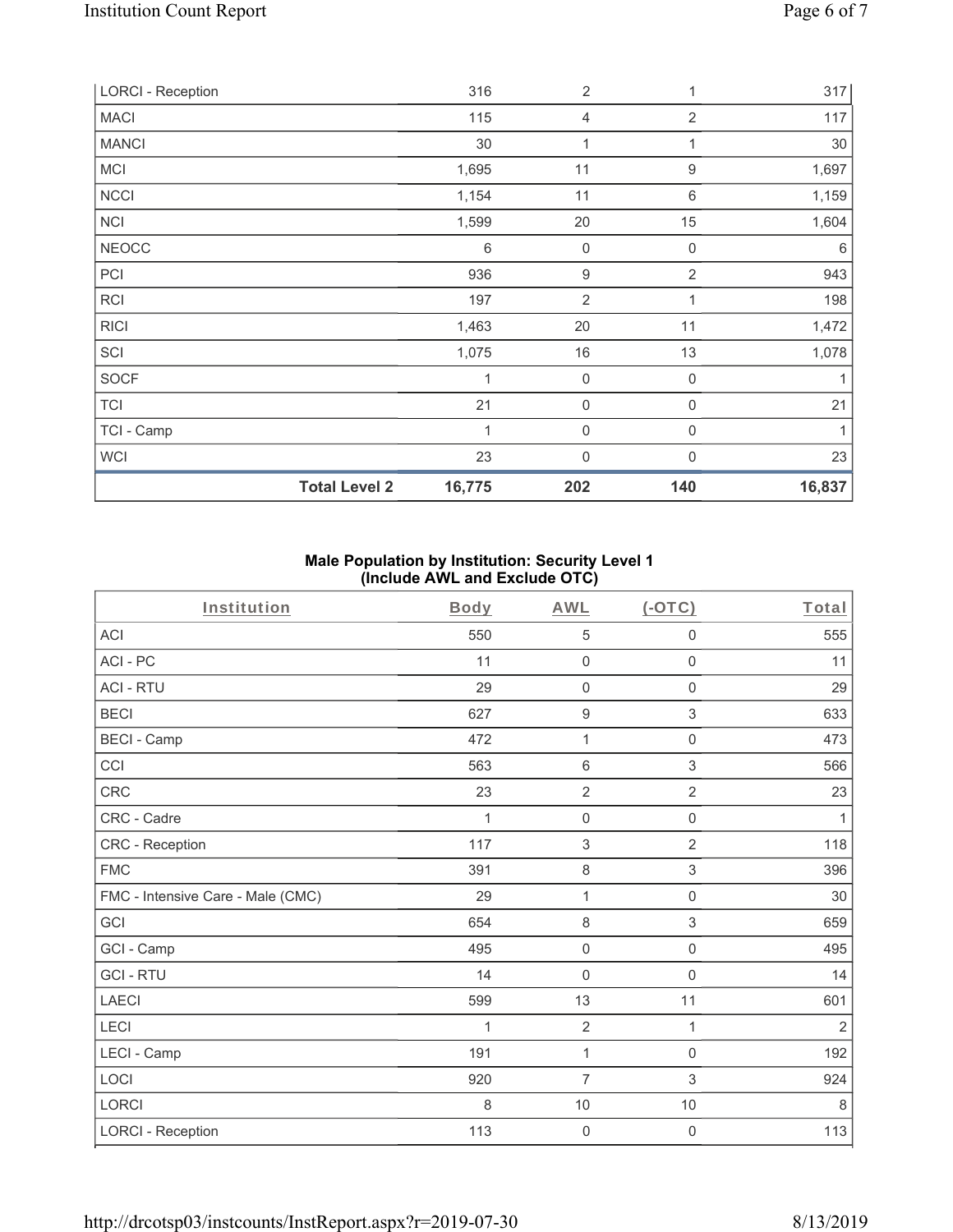| LORCI - Reception | 316 | 2 | 1 | 317 |
|---|---|---|---|---|
| MACI | 115 | 4 | 2 | 117 |
| MANCI | 30 | 1 | 1 | 30 |
| MCI | 1,695 | 11 | 9 | 1,697 |
| NCCI | 1,154 | 11 | 6 | 1,159 |
| NCI | 1,599 | 20 | 15 | 1,604 |
| NEOCC | 6 | 0 | 0 | 6 |
| PCI | 936 | 9 | 2 | 943 |
| RCI | 197 | 2 | 1 | 198 |
| RICI | 1,463 | 20 | 11 | 1,472 |
| SCI | 1,075 | 16 | 13 | 1,078 |
| SOCF | 1 | 0 | 0 | 1 |
| TCI | 21 | 0 | 0 | 21 |
| TCI - Camp | 1 | 0 | 0 | 1 |
| WCI | 23 | 0 | 0 | 23 |
| **Total Level 2** | **16,775** | **202** | **140** | **16,837** |

**Male Population by Institution: Security Level 1 (Include AWL and Exclude OTC)**

| Institution | Body | AWL | (-OTC) | Total |
|---|---|---|---|---|
| ACI | 550 | 5 | 0 | 555 |
| ACI - PC | 11 | 0 | 0 | 11 |
| ACI - RTU | 29 | 0 | 0 | 29 |
| BECI | 627 | 9 | 3 | 633 |
| BECI - Camp | 472 | 1 | 0 | 473 |
| CCI | 563 | 6 | 3 | 566 |
| CRC | 23 | 2 | 2 | 23 |
| CRC - Cadre | 1 | 0 | 0 | 1 |
| CRC - Reception | 117 | 3 | 2 | 118 |
| FMC | 391 | 8 | 3 | 396 |
| FMC - Intensive Care - Male (CMC) | 29 | 1 | 0 | 30 |
| GCI | 654 | 8 | 3 | 659 |
| GCI - Camp | 495 | 0 | 0 | 495 |
| GCI - RTU | 14 | 0 | 0 | 14 |
| LAECI | 599 | 13 | 11 | 601 |
| LECI | 1 | 2 | 1 | 2 |
| LECI - Camp | 191 | 1 | 0 | 192 |
| LOCI | 920 | 7 | 3 | 924 |
| LORCI | 8 | 10 | 10 | 8 |
| LORCI - Reception | 113 | 0 | 0 | 113 |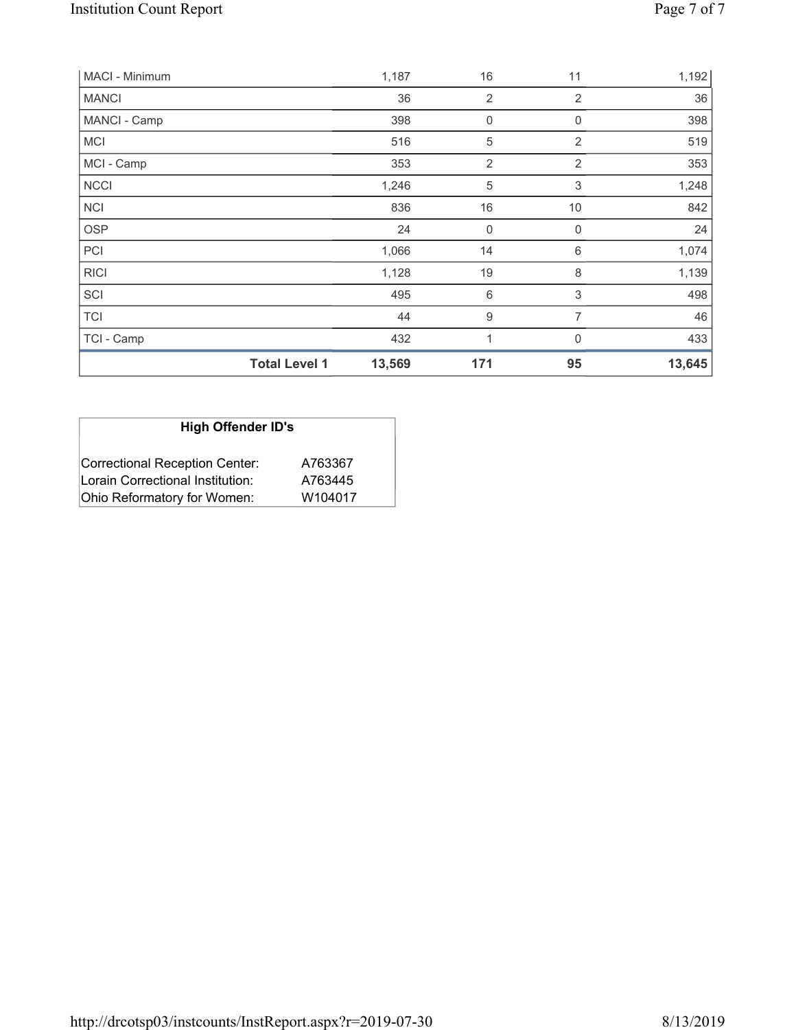| | | | | |
|---|---|---|---|---|
| MACI - Minimum | 1,187 | 16 | 11 | 1,192 |
| MANCI | 36 | 2 | 2 | 36 |
| MANCI - Camp | 398 | 0 | 0 | 398 |
| MCI | 516 | 5 | 2 | 519 |
| MCI - Camp | 353 | 2 | 2 | 353 |
| NCCI | 1,246 | 5 | 3 | 1,248 |
| NCI | 836 | 16 | 10 | 842 |
| OSP | 24 | 0 | 0 | 24 |
| PCI | 1,066 | 14 | 6 | 1,074 |
| RICI | 1,128 | 19 | 8 | 1,139 |
| SCI | 495 | 6 | 3 | 498 |
| TCI | 44 | 9 | 7 | 46 |
| TCI - Camp | 432 | 1 | 0 | 433 |
| **Total Level 1** | **13,569** | **171** | **95** | **13,645** |

| High Offender ID's | |
|---|---|
| Correctional Reception Center: | A763367 |
| Lorain Correctional Institution: | A763445 |
| Ohio Reformatory for Women: | W104017 |